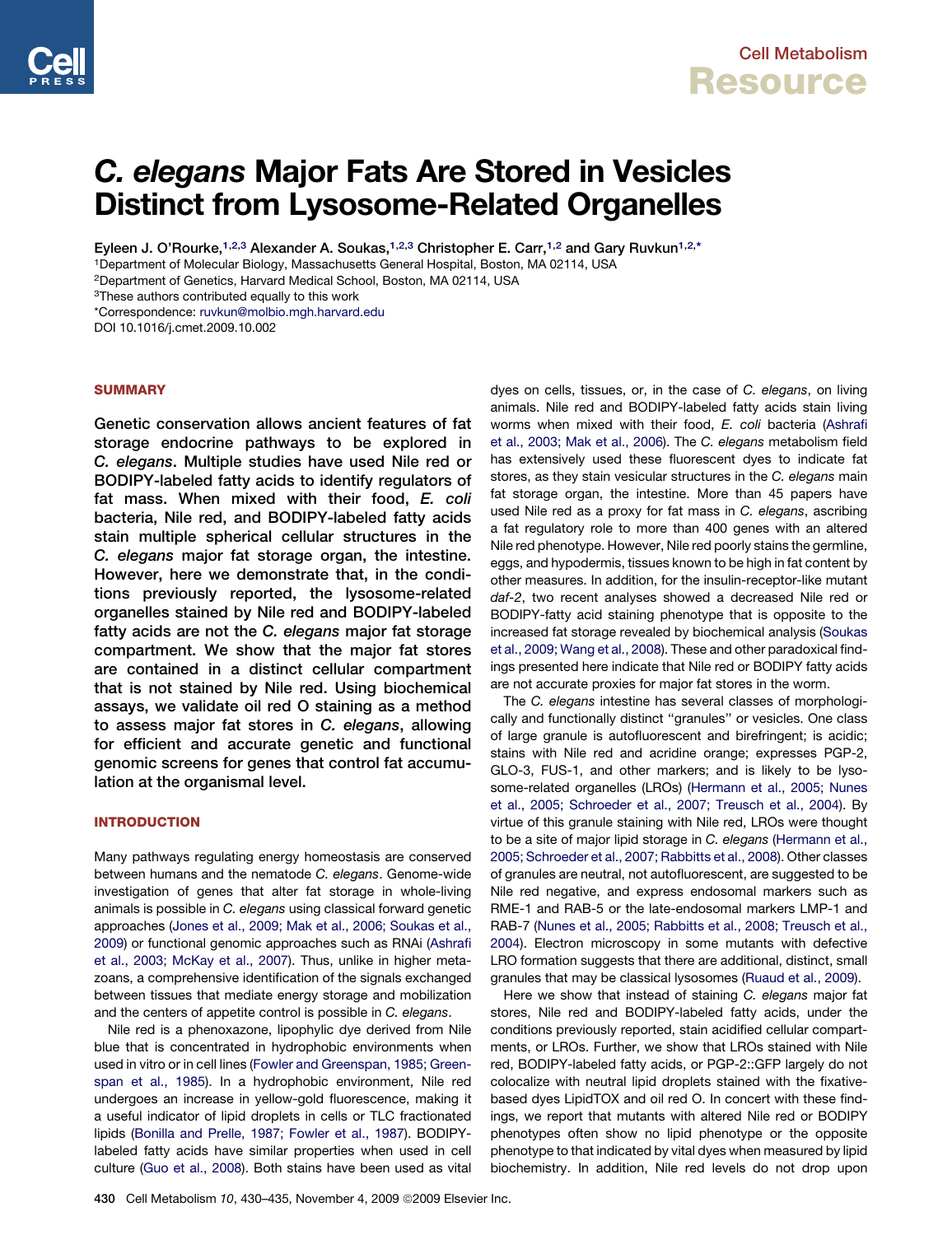# *C. elegans* Major Fats Are Stored in Vesicles Distinct from Lysosome-Related Organelles

Eyleen J. O'Rourke,[1,2,3] Alexander A. Soukas,[1,2,3] Christopher E. Carr,[1,2] and Gary Ruvkun[1,2,*]

[1]Department of Molecular Biology, Massachusetts General Hospital, Boston, MA 02114, USA

[2]Department of Genetics, Harvard Medical School, Boston, MA 02114, USA

[3]These authors contributed equally to this work

*Correspondence: ruvkun@molbio.mgh.harvard.edu

DOI 10.1016/j.cmet.2009.10.002

## SUMMARY

Genetic conservation allows ancient features of fat storage endocrine pathways to be explored in *C. elegans*. Multiple studies have used Nile red or BODIPY-labeled fatty acids to identify regulators of fat mass. When mixed with their food, *E. coli* bacteria, Nile red, and BODIPY-labeled fatty acids stain multiple spherical cellular structures in the *C. elegans* major fat storage organ, the intestine. However, here we demonstrate that, in the conditions previously reported, the lysosome-related organelles stained by Nile red and BODIPY-labeled fatty acids are not the *C. elegans* major fat storage compartment. We show that the major fat stores are contained in a distinct cellular compartment that is not stained by Nile red. Using biochemical assays, we validate oil red O staining as a method to assess major fat stores in *C. elegans*, allowing for efficient and accurate genetic and functional genomic screens for genes that control fat accumulation at the organismal level.

## INTRODUCTION

Many pathways regulating energy homeostasis are conserved between humans and the nematode *C. elegans*. Genome-wide investigation of genes that alter fat storage in whole-living animals is possible in *C. elegans* using classical forward genetic approaches (Jones et al., 2009; Mak et al., 2006; Soukas et al., 2009) or functional genomic approaches such as RNAi (Ashrafi et al., 2003; McKay et al., 2007). Thus, unlike in higher metazoans, a comprehensive identification of the signals exchanged between tissues that mediate energy storage and mobilization and the centers of appetite control is possible in *C. elegans*.

Nile red is a phenoxazone, lipophylic dye derived from Nile blue that is concentrated in hydrophobic environments when used in vitro or in cell lines (Fowler and Greenspan, 1985; Greenspan et al., 1985). In a hydrophobic environment, Nile red undergoes an increase in yellow-gold fluorescence, making it a useful indicator of lipid droplets in cells or TLC fractionated lipids (Bonilla and Prelle, 1987; Fowler et al., 1987). BODIPY-labeled fatty acids have similar properties when used in cell culture (Guo et al., 2008). Both stains have been used as vital dyes on cells, tissues, or, in the case of *C. elegans*, on living animals. Nile red and BODIPY-labeled fatty acids stain living worms when mixed with their food, *E. coli* bacteria (Ashrafi et al., 2003; Mak et al., 2006). The *C. elegans* metabolism field has extensively used these fluorescent dyes to indicate fat stores, as they stain vesicular structures in the *C. elegans* main fat storage organ, the intestine. More than 45 papers have used Nile red as a proxy for fat mass in *C. elegans*, ascribing a fat regulatory role to more than 400 genes with an altered Nile red phenotype. However, Nile red poorly stains the germline, eggs, and hypodermis, tissues known to be high in fat content by other measures. In addition, for the insulin-receptor-like mutant *daf-2*, two recent analyses showed a decreased Nile red or BODIPY-fatty acid staining phenotype that is opposite to the increased fat storage revealed by biochemical analysis (Soukas et al., 2009; Wang et al., 2008). These and other paradoxical findings presented here indicate that Nile red or BODIPY fatty acids are not accurate proxies for major fat stores in the worm.

The *C. elegans* intestine has several classes of morphologically and functionally distinct "granules" or vesicles. One class of large granule is autofluorescent and birefringent; is acidic; stains with Nile red and acridine orange; expresses PGP-2, GLO-3, FUS-1, and other markers; and is likely to be lysosome-related organelles (LROs) (Hermann et al., 2005; Nunes et al., 2005; Schroeder et al., 2007; Treusch et al., 2004). By virtue of this granule staining with Nile red, LROs were thought to be a site of major lipid storage in *C. elegans* (Hermann et al., 2005; Schroeder et al., 2007; Rabbitts et al., 2008). Other classes of granules are neutral, not autofluorescent, are suggested to be Nile red negative, and express endosomal markers such as RME-1 and RAB-5 or the late-endosomal markers LMP-1 and RAB-7 (Nunes et al., 2005; Rabbitts et al., 2008; Treusch et al., 2004). Electron microscopy in some mutants with defective LRO formation suggests that there are additional, distinct, small granules that may be classical lysosomes (Ruaud et al., 2009).

Here we show that instead of staining *C. elegans* major fat stores, Nile red and BODIPY-labeled fatty acids, under the conditions previously reported, stain acidified cellular compartments, or LROs. Further, we show that LROs stained with Nile red, BODIPY-labeled fatty acids, or PGP-2::GFP largely do not colocalize with neutral lipid droplets stained with the fixative-based dyes LipidTOX and oil red O. In concert with these findings, we report that mutants with altered Nile red or BODIPY phenotypes often show no lipid phenotype or the opposite phenotype to that indicated by vital dyes when measured by lipid biochemistry. In addition, Nile red levels do not drop upon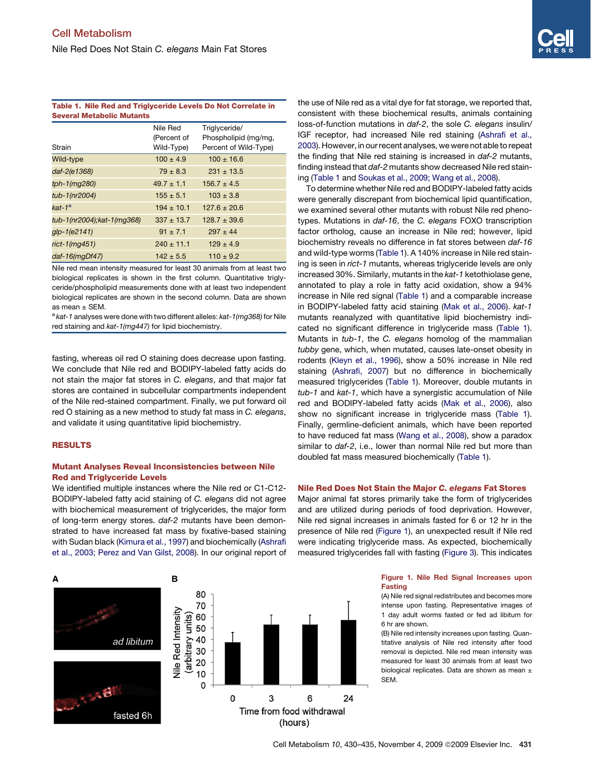**Table 1. Nile Red and Triglyceride Levels Do Not Correlate in Several Metabolic Mutants**

| Strain | Nile Red (Percent of Wild-Type) | Triglyceride/ Phospholipid (mg/mg, Percent of Wild-Type) |
|---|---|---|
| Wild-type | 100 ± 4.9 | 100 ± 16.6 |
| *daf-2(e1368)* | 79 ± 8.3 | 231 ± 13.5 |
| *tph-1(mg280)* | 49.7 ± 1.1 | 156.7 ± 4.5 |
| *tub-1(nr2004)* | 155 ± 5.1 | 103 ± 3.8 |
| *kat-1*[a] | 194 ± 10.1 | 127.6 ± 20.6 |
| *tub-1(nr2004);kat-1(mg368)* | 337 ± 13.7 | 128.7 ± 39.6 |
| *glp-1(e2141)* | 91 ± 7.1 | 297 ± 44 |
| *rict-1(mg451)* | 240 ± 11.1 | 129 ± 4.9 |
| *daf-16(mgDf47)* | 142 ± 5.5 | 110 ± 9.2 |

Nile red mean intensity measured for least 30 animals from at least two biological replicates is shown in the first column. Quantitative triglyceride/phospholipid measurements done with at least two independent biological replicates are shown in the second column. Data are shown as mean ± SEM.

[a] *kat-1* analyses were done with two different alleles: *kat-1(mg368)* for Nile red staining and *kat-1(mg447)* for lipid biochemistry.

fasting, whereas oil red O staining does decrease upon fasting. We conclude that Nile red and BODIPY-labeled fatty acids do not stain the major fat stores in *C. elegans*, and that major fat stores are contained in subcellular compartments independent of the Nile red-stained compartment. Finally, we put forward oil red O staining as a new method to study fat mass in *C. elegans*, and validate it using quantitative lipid biochemistry.

## RESULTS

### Mutant Analyses Reveal Inconsistencies between Nile Red and Triglyceride Levels

We identified multiple instances where the Nile red or C1-C12-BODIPY-labeled fatty acid staining of *C. elegans* did not agree with biochemical measurement of triglycerides, the major form of long-term energy stores. *daf-2* mutants have been demonstrated to have increased fat mass by fixative-based staining with Sudan black (Kimura et al., 1997) and biochemically (Ashrafi et al., 2003; Perez and Van Gilst, 2008). In our original report of the use of Nile red as a vital dye for fat storage, we reported that, consistent with these biochemical results, animals containing loss-of-function mutations in *daf-2*, the sole *C. elegans* insulin/IGF receptor, had increased Nile red staining (Ashrafi et al., 2003). However, in our recent analyses, we were not able to repeat the finding that Nile red staining is increased in *daf-2* mutants, finding instead that *daf-2* mutants show decreased Nile red staining (Table 1 and Soukas et al., 2009; Wang et al., 2008).

To determine whether Nile red and BODIPY-labeled fatty acids were generally discrepant from biochemical lipid quantification, we examined several other mutants with robust Nile red phenotypes. Mutations in *daf-16*, the *C. elegans* FOXO transcription factor ortholog, cause an increase in Nile red; however, lipid biochemistry reveals no difference in fat stores between *daf-16* and wild-type worms (Table 1). A 140% increase in Nile red staining is seen in *rict-1* mutants, whereas triglyceride levels are only increased 30%. Similarly, mutants in the *kat-1* ketothiolase gene, annotated to play a role in fatty acid oxidation, show a 94% increase in Nile red signal (Table 1) and a comparable increase in BODIPY-labeled fatty acid staining (Mak et al., 2006). *kat-1* mutants reanalyzed with quantitative lipid biochemistry indicated no significant difference in triglyceride mass (Table 1). Mutants in *tub-1*, the *C. elegans* homolog of the mammalian *tubby* gene, which, when mutated, causes late-onset obesity in rodents (Kleyn et al., 1996), show a 50% increase in Nile red staining (Ashrafi, 2007) but no difference in biochemically measured triglycerides (Table 1). Moreover, double mutants in *tub-1* and *kat-1*, which have a synergistic accumulation of Nile red and BODIPY-labeled fatty acids (Mak et al., 2006), also show no significant increase in triglyceride mass (Table 1). Finally, germline-deficient animals, which have been reported to have reduced fat mass (Wang et al., 2008), show a paradox similar to *daf-2*, i.e., lower than normal Nile red but more than doubled fat mass measured biochemically (Table 1).

### Nile Red Does Not Stain the Major *C. elegans* Fat Stores

Major animal fat stores primarily take the form of triglycerides and are utilized during periods of food deprivation. However, Nile red signal increases in animals fasted for 6 or 12 hr in the presence of Nile red (Figure 1), an unexpected result if Nile red were indicating triglyceride mass. As expected, biochemically measured triglycerides fall with fasting (Figure 3). This indicates

**Figure 1. Nile Red Signal Increases upon Fasting**

(A) Nile red signal redistributes and becomes more intense upon fasting. Representative images of 1 day adult worms fasted or fed ad libitum for 6 hr are shown.

(B) Nile red intensity increases upon fasting. Quantitative analysis of Nile red intensity after food removal is depicted. Nile red mean intensity was measured for least 30 animals from at least two biological replicates. Data are shown as mean ± SEM.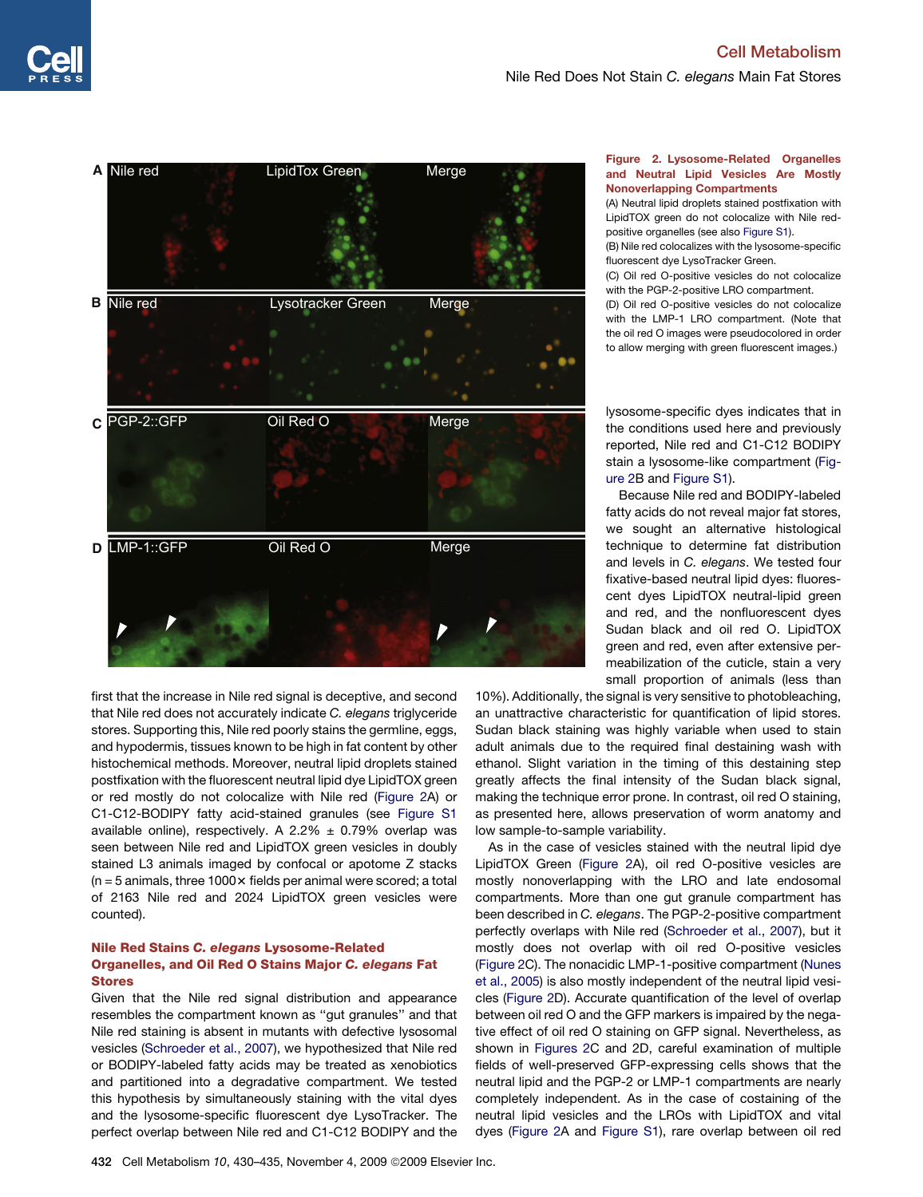**Figure 2. Lysosome-Related Organelles and Neutral Lipid Vesicles Are Mostly Nonoverlapping Compartments**

(A) Neutral lipid droplets stained postfixation with LipidTOX green do not colocalize with Nile red-positive organelles (see also Figure S1).

(B) Nile red colocalizes with the lysosome-specific fluorescent dye LysoTracker Green.

(C) Oil red O-positive vesicles do not colocalize with the PGP-2-positive LRO compartment.

(D) Oil red O-positive vesicles do not colocalize with the LMP-1 LRO compartment. (Note that the oil red O images were pseudocolored in order to allow merging with green fluorescent images.)

first that the increase in Nile red signal is deceptive, and second that Nile red does not accurately indicate *C. elegans* triglyceride stores. Supporting this, Nile red poorly stains the germline, eggs, and hypodermis, tissues known to be high in fat content by other histochemical methods. Moreover, neutral lipid droplets stained postfixation with the fluorescent neutral lipid dye LipidTOX green or red mostly do not colocalize with Nile red (Figure 2A) or C1-C12-BODIPY fatty acid-stained granules (see Figure S1 available online), respectively. A 2.2% ± 0.79% overlap was seen between Nile red and LipidTOX green vesicles in doubly stained L3 animals imaged by confocal or apotome Z stacks (n = 5 animals, three 1000× fields per animal were scored; a total of 2163 Nile red and 2024 LipidTOX green vesicles were counted).

## Nile Red Stains *C. elegans* Lysosome-Related Organelles, and Oil Red O Stains Major *C. elegans* Fat Stores

Given that the Nile red signal distribution and appearance resembles the compartment known as "gut granules" and that Nile red staining is absent in mutants with defective lysosomal vesicles (Schroeder et al., 2007), we hypothesized that Nile red or BODIPY-labeled fatty acids may be treated as xenobiotics and partitioned into a degradative compartment. We tested this hypothesis by simultaneously staining with the vital dyes and the lysosome-specific fluorescent dye LysoTracker. The perfect overlap between Nile red and C1-C12 BODIPY and the lysosome-specific dyes indicates that in the conditions used here and previously reported, Nile red and C1-C12 BODIPY stain a lysosome-like compartment (Figure 2B and Figure S1).

Because Nile red and BODIPY-labeled fatty acids do not reveal major fat stores, we sought an alternative histological technique to determine fat distribution and levels in *C. elegans*. We tested four fixative-based neutral lipid dyes: fluorescent dyes LipidTOX neutral-lipid green and red, and the nonfluorescent dyes Sudan black and oil red O. LipidTOX green and red, even after extensive permeabilization of the cuticle, stain a very small proportion of animals (less than 10%). Additionally, the signal is very sensitive to photobleaching, an unattractive characteristic for quantification of lipid stores. Sudan black staining was highly variable when used to stain adult animals due to the required final destaining wash with ethanol. Slight variation in the timing of this destaining step greatly affects the final intensity of the Sudan black signal, making the technique error prone. In contrast, oil red O staining, as presented here, allows preservation of worm anatomy and low sample-to-sample variability.

As in the case of vesicles stained with the neutral lipid dye LipidTOX Green (Figure 2A), oil red O-positive vesicles are mostly nonoverlapping with the LRO and late endosomal compartments. More than one gut granule compartment has been described in *C. elegans*. The PGP-2-positive compartment perfectly overlaps with Nile red (Schroeder et al., 2007), but it mostly does not overlap with oil red O-positive vesicles (Figure 2C). The nonacidic LMP-1-positive compartment (Nunes et al., 2005) is also mostly independent of the neutral lipid vesicles (Figure 2D). Accurate quantification of the level of overlap between oil red O and the GFP markers is impaired by the negative effect of oil red O staining on GFP signal. Nevertheless, as shown in Figures 2C and 2D, careful examination of multiple fields of well-preserved GFP-expressing cells shows that the neutral lipid and the PGP-2 or LMP-1 compartments are nearly completely independent. As in the case of costaining of the neutral lipid vesicles and the LROs with LipidTOX and vital dyes (Figure 2A and Figure S1), rare overlap between oil red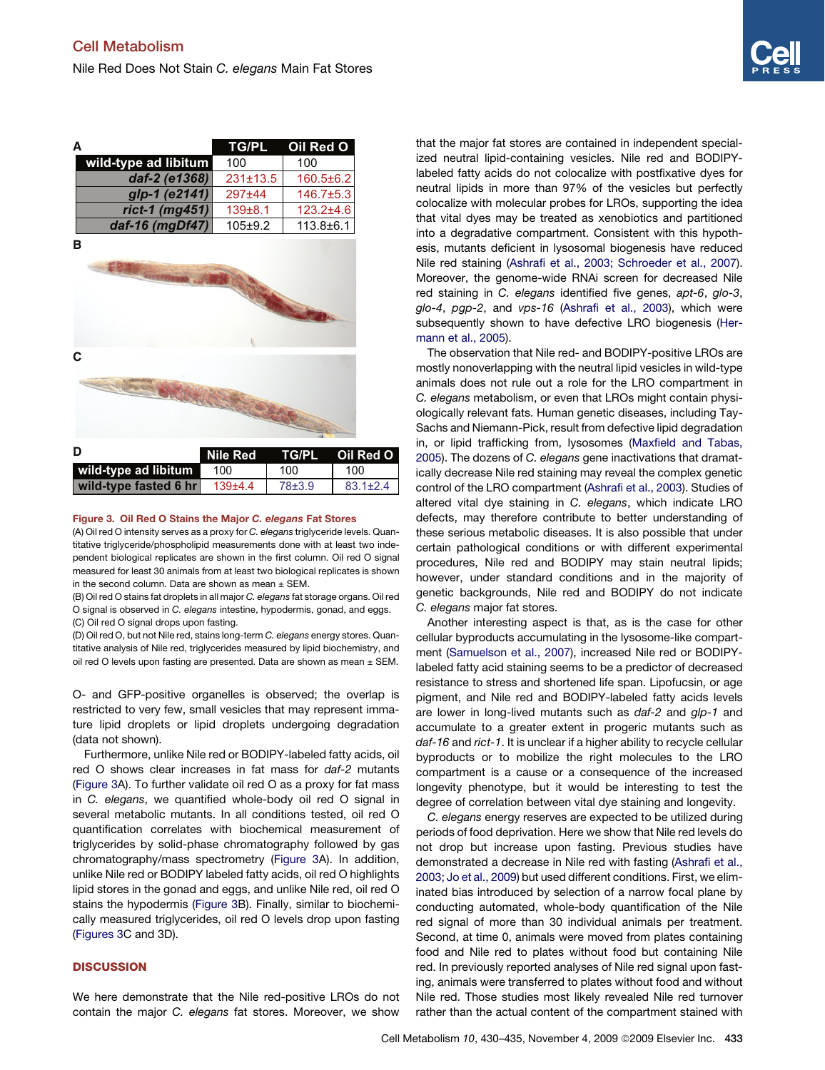| A | TG/PL | Oil Red O |
|---|---|---|
| wild-type ad libitum | 100 | 100 |
| *daf-2 (e1368)* | 231±13.5 | 160.5±6.2 |
| *glp-1 (e2141)* | 297±44 | 146.7±5.3 |
| *rict-1 (mg451)* | 139±8.1 | 123.2±4.6 |
| *daf-16 (mgDf47)* | 105±9.2 | 113.8±6.1 |

B

C

| D | Nile Red | TG/PL | Oil Red O |
|---|---|---|---|
| wild-type ad libitum | 100 | 100 | 100 |
| wild-type fasted 6 hr | 139±4.4 | 78±3.9 | 83.1±2.4 |

**Figure 3. Oil Red O Stains the Major *C. elegans* Fat Stores**

(A) Oil red O intensity serves as a proxy for *C. elegans* triglyceride levels. Quantitative triglyceride/phospholipid measurements done with at least two independent biological replicates are shown in the first column. Oil red O signal measured for least 30 animals from at least two biological replicates is shown in the second column. Data are shown as mean ± SEM.

(B) Oil red O stains fat droplets in all major *C. elegans* fat storage organs. Oil red O signal is observed in *C. elegans* intestine, hypodermis, gonad, and eggs.

(C) Oil red O signal drops upon fasting.

(D) Oil red O, but not Nile red, stains long-term *C. elegans* energy stores. Quantitative analysis of Nile red, triglycerides measured by lipid biochemistry, and oil red O levels upon fasting are presented. Data are shown as mean ± SEM.

O- and GFP-positive organelles is observed; the overlap is restricted to very few, small vesicles that may represent immature lipid droplets or lipid droplets undergoing degradation (data not shown).

Furthermore, unlike Nile red or BODIPY-labeled fatty acids, oil red O shows clear increases in fat mass for *daf-2* mutants (Figure 3A). To further validate oil red O as a proxy for fat mass in *C. elegans*, we quantified whole-body oil red O signal in several metabolic mutants. In all conditions tested, oil red O quantification correlates with biochemical measurement of triglycerides by solid-phase chromatography followed by gas chromatography/mass spectrometry (Figure 3A). In addition, unlike Nile red or BODIPY labeled fatty acids, oil red O highlights lipid stores in the gonad and eggs, and unlike Nile red, oil red O stains the hypodermis (Figure 3B). Finally, similar to biochemically measured triglycerides, oil red O levels drop upon fasting (Figures 3C and 3D).

## DISCUSSION

We here demonstrate that the Nile red-positive LROs do not contain the major *C. elegans* fat stores. Moreover, we show that the major fat stores are contained in independent specialized neutral lipid-containing vesicles. Nile red and BODIPY-labeled fatty acids do not colocalize with postfixative dyes for neutral lipids in more than 97% of the vesicles but perfectly colocalize with molecular probes for LROs, supporting the idea that vital dyes may be treated as xenobiotics and partitioned into a degradative compartment. Consistent with this hypothesis, mutants deficient in lysosomal biogenesis have reduced Nile red staining (Ashrafi et al., 2003; Schroeder et al., 2007). Moreover, the genome-wide RNAi screen for decreased Nile red staining in *C. elegans* identified five genes, *apt-6*, *glo-3*, *glo-4*, *pgp-2*, and *vps-16* (Ashrafi et al., 2003), which were subsequently shown to have defective LRO biogenesis (Hermann et al., 2005).

The observation that Nile red- and BODIPY-positive LROs are mostly nonoverlapping with the neutral lipid vesicles in wild-type animals does not rule out a role for the LRO compartment in *C. elegans* metabolism, or even that LROs might contain physiologically relevant fats. Human genetic diseases, including Tay-Sachs and Niemann-Pick, result from defective lipid degradation in, or lipid trafficking from, lysosomes (Maxfield and Tabas, 2005). The dozens of *C. elegans* gene inactivations that dramatically decrease Nile red staining may reveal the complex genetic control of the LRO compartment (Ashrafi et al., 2003). Studies of altered vital dye staining in *C. elegans*, which indicate LRO defects, may therefore contribute to better understanding of these serious metabolic diseases. It is also possible that under certain pathological conditions or with different experimental procedures, Nile red and BODIPY may stain neutral lipids; however, under standard conditions and in the majority of genetic backgrounds, Nile red and BODIPY do not indicate *C. elegans* major fat stores.

Another interesting aspect is that, as is the case for other cellular byproducts accumulating in the lysosome-like compartment (Samuelson et al., 2007), increased Nile red or BODIPY-labeled fatty acid staining seems to be a predictor of decreased resistance to stress and shortened life span. Lipofucsin, or age pigment, and Nile red and BODIPY-labeled fatty acids levels are lower in long-lived mutants such as *daf-2* and *glp-1* and accumulate to a greater extent in progeric mutants such as *daf-16* and *rict-1*. It is unclear if a higher ability to recycle cellular byproducts or to mobilize the right molecules to the LRO compartment is a cause or a consequence of the increased longevity phenotype, but it would be interesting to test the degree of correlation between vital dye staining and longevity.

*C. elegans* energy reserves are expected to be utilized during periods of food deprivation. Here we show that Nile red levels do not drop but increase upon fasting. Previous studies have demonstrated a decrease in Nile red with fasting (Ashrafi et al., 2003; Jo et al., 2009) but used different conditions. First, we eliminated bias introduced by selection of a narrow focal plane by conducting automated, whole-body quantification of the Nile red signal of more than 30 individual animals per treatment. Second, at time 0, animals were moved from plates containing food and Nile red to plates without food but containing Nile red. In previously reported analyses of Nile red signal upon fasting, animals were transferred to plates without food and without Nile red. Those studies most likely revealed Nile red turnover rather than the actual content of the compartment stained with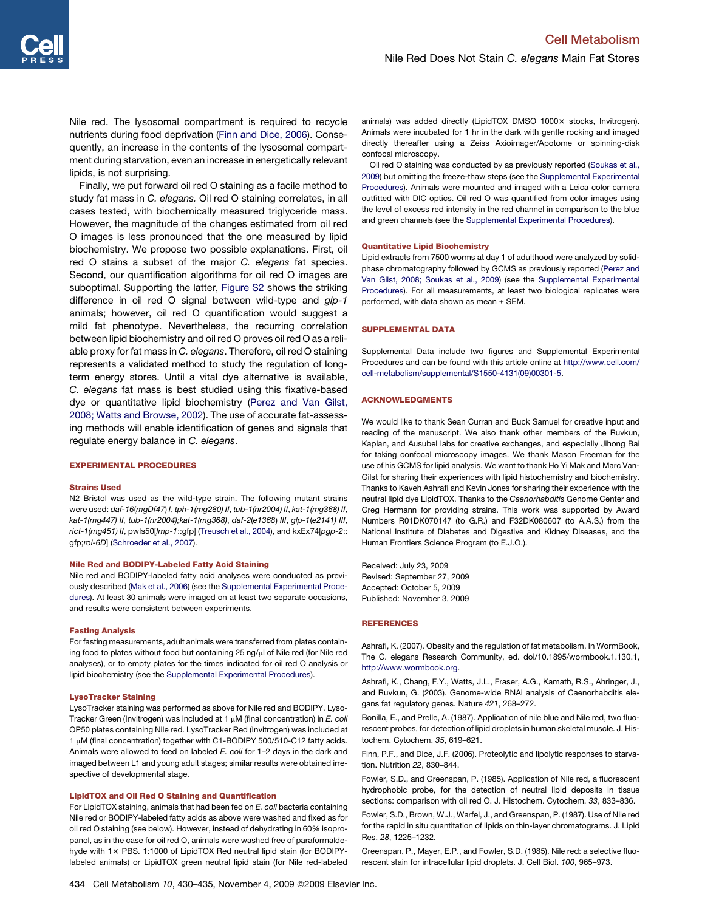Nile red. The lysosomal compartment is required to recycle nutrients during food deprivation (Finn and Dice, 2006). Consequently, an increase in the contents of the lysosomal compartment during starvation, even an increase in energetically relevant lipids, is not surprising.

Finally, we put forward oil red O staining as a facile method to study fat mass in *C. elegans.* Oil red O staining correlates, in all cases tested, with biochemically measured triglyceride mass. However, the magnitude of the changes estimated from oil red O images is less pronounced that the one measured by lipid biochemistry. We propose two possible explanations. First, oil red O stains a subset of the major *C. elegans* fat species. Second, our quantification algorithms for oil red O images are suboptimal. Supporting the latter, Figure S2 shows the striking difference in oil red O signal between wild-type and *glp-1* animals; however, oil red O quantification would suggest a mild fat phenotype. Nevertheless, the recurring correlation between lipid biochemistry and oil red O proves oil red O as a reliable proxy for fat mass in *C. elegans*. Therefore, oil red O staining represents a validated method to study the regulation of long-term energy stores. Until a vital dye alternative is available, *C. elegans* fat mass is best studied using this fixative-based dye or quantitative lipid biochemistry (Perez and Van Gilst, 2008; Watts and Browse, 2002). The use of accurate fat-assessing methods will enable identification of genes and signals that regulate energy balance in *C. elegans*.

## EXPERIMENTAL PROCEDURES

### Strains Used

N2 Bristol was used as the wild-type strain. The following mutant strains were used: *daf-16(mgDf47) I*, *tph-1(mg280) II*, *tub-1(nr2004) II*, *kat-1(mg368) II*, *kat-1(mg447) II*, *tub-1(nr2004);kat-1(mg368)*, *daf-2(e1368) III*, *glp-1(e2141) III*, *rict-1(mg451) II*, pwIs50[*lmp-1*::gfp] (Treusch et al., 2004), and kxEx74[*pgp-2*::gfp;*rol-6D*] (Schroeder et al., 2007).

### Nile Red and BODIPY-Labeled Fatty Acid Staining

Nile red and BODIPY-labeled fatty acid analyses were conducted as previously described (Mak et al., 2006) (see the Supplemental Experimental Procedures). At least 30 animals were imaged on at least two separate occasions, and results were consistent between experiments.

### Fasting Analysis

For fasting measurements, adult animals were transferred from plates containing food to plates without food but containing 25 ng/μl of Nile red (for Nile red analyses), or to empty plates for the times indicated for oil red O analysis or lipid biochemistry (see the Supplemental Experimental Procedures).

### LysoTracker Staining

LysoTracker staining was performed as above for Nile red and BODIPY. LysoTracker Green (Invitrogen) was included at 1 μM (final concentration) in *E. coli* OP50 plates containing Nile red. LysoTracker Red (Invitrogen) was included at 1 μM (final concentration) together with C1-BODIPY 500/510-C12 fatty acids. Animals were allowed to feed on labeled *E. coli* for 1–2 days in the dark and imaged between L1 and young adult stages; similar results were obtained irrespective of developmental stage.

### LipidTOX and Oil Red O Staining and Quantification

For LipidTOX staining, animals that had been fed on *E. coli* bacteria containing Nile red or BODIPY-labeled fatty acids as above were washed and fixed as for oil red O staining (see below). However, instead of dehydrating in 60% isopropanol, as in the case for oil red O, animals were washed free of paraformaldehyde with 1× PBS. 1:1000 of LipidTOX Red neutral lipid stain (for BODIPY-labeled animals) or LipidTOX green neutral lipid stain (for Nile red-labeled animals) was added directly (LipidTOX DMSO 1000× stocks, Invitrogen). Animals were incubated for 1 hr in the dark with gentle rocking and imaged directly thereafter using a Zeiss Axioimager/Apotome or spinning-disk confocal microscopy.

Oil red O staining was conducted by as previously reported (Soukas et al., 2009) but omitting the freeze-thaw steps (see the Supplemental Experimental Procedures). Animals were mounted and imaged with a Leica color camera outfitted with DIC optics. Oil red O was quantified from color images using the level of excess red intensity in the red channel in comparison to the blue and green channels (see the Supplemental Experimental Procedures).

### Quantitative Lipid Biochemistry

Lipid extracts from 7500 worms at day 1 of adulthood were analyzed by solid-phase chromatography followed by GCMS as previously reported (Perez and Van Gilst, 2008; Soukas et al., 2009) (see the Supplemental Experimental Procedures). For all measurements, at least two biological replicates were performed, with data shown as mean ± SEM.

## SUPPLEMENTAL DATA

Supplemental Data include two figures and Supplemental Experimental Procedures and can be found with this article online at http://www.cell.com/cell-metabolism/supplemental/S1550-4131(09)00301-5.

## ACKNOWLEDGMENTS

We would like to thank Sean Curran and Buck Samuel for creative input and reading of the manuscript. We also thank other members of the Ruvkun, Kaplan, and Ausubel labs for creative exchanges, and especially Jihong Bai for taking confocal microscopy images. We thank Mason Freeman for the use of his GCMS for lipid analysis. We want to thank Ho Yi Mak and Marc Van-Gilst for sharing their experiences with lipid histochemistry and biochemistry. Thanks to Kaveh Ashrafi and Kevin Jones for sharing their experience with the neutral lipid dye LipidTOX. Thanks to the *Caenorhabditis* Genome Center and Greg Hermann for providing strains. This work was supported by Award Numbers R01DK070147 (to G.R.) and F32DK080607 (to A.A.S.) from the National Institute of Diabetes and Digestive and Kidney Diseases, and the Human Frontiers Science Program (to E.J.O.).

Received: July 23, 2009
Revised: September 27, 2009
Accepted: October 5, 2009
Published: November 3, 2009

## REFERENCES

Ashrafi, K. (2007). Obesity and the regulation of fat metabolism. In WormBook, The C. elegans Research Community, ed. doi/10.1895/wormbook.1.130.1, http://www.wormbook.org.

Ashrafi, K., Chang, F.Y., Watts, J.L., Fraser, A.G., Kamath, R.S., Ahringer, J., and Ruvkun, G. (2003). Genome-wide RNAi analysis of Caenorhabditis elegans fat regulatory genes. Nature *421*, 268–272.

Bonilla, E., and Prelle, A. (1987). Application of nile blue and Nile red, two fluorescent probes, for detection of lipid droplets in human skeletal muscle. J. Histochem. Cytochem. *35*, 619–621.

Finn, P.F., and Dice, J.F. (2006). Proteolytic and lipolytic responses to starvation. Nutrition *22*, 830–844.

Fowler, S.D., and Greenspan, P. (1985). Application of Nile red, a fluorescent hydrophobic probe, for the detection of neutral lipid deposits in tissue sections: comparison with oil red O. J. Histochem. Cytochem. *33*, 833–836.

Fowler, S.D., Brown, W.J., Warfel, J., and Greenspan, P. (1987). Use of Nile red for the rapid in situ quantitation of lipids on thin-layer chromatograms. J. Lipid Res. *28*, 1225–1232.

Greenspan, P., Mayer, E.P., and Fowler, S.D. (1985). Nile red: a selective fluorescent stain for intracellular lipid droplets. J. Cell Biol. *100*, 965–973.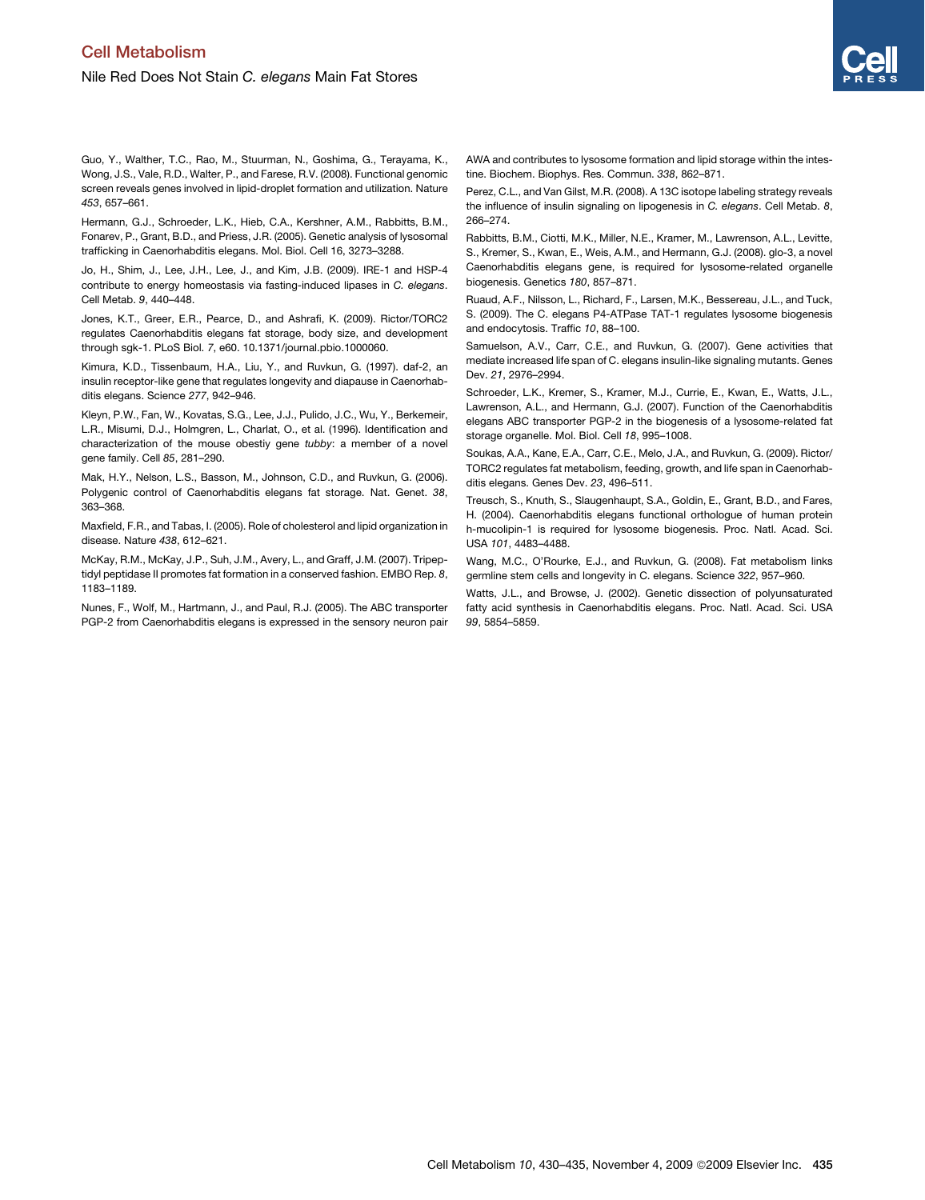Guo, Y., Walther, T.C., Rao, M., Stuurman, N., Goshima, G., Terayama, K., Wong, J.S., Vale, R.D., Walter, P., and Farese, R.V. (2008). Functional genomic screen reveals genes involved in lipid-droplet formation and utilization. Nature *453*, 657–661.

Hermann, G.J., Schroeder, L.K., Hieb, C.A., Kershner, A.M., Rabbitts, B.M., Fonarev, P., Grant, B.D., and Priess, J.R. (2005). Genetic analysis of lysosomal trafficking in Caenorhabditis elegans. Mol. Biol. Cell 16, 3273–3288.

Jo, H., Shim, J., Lee, J.H., Lee, J., and Kim, J.B. (2009). IRE-1 and HSP-4 contribute to energy homeostasis via fasting-induced lipases in *C. elegans*. Cell Metab. *9*, 440–448.

Jones, K.T., Greer, E.R., Pearce, D., and Ashrafi, K. (2009). Rictor/TORC2 regulates Caenorhabditis elegans fat storage, body size, and development through sgk-1. PLoS Biol. *7*, e60. 10.1371/journal.pbio.1000060.

Kimura, K.D., Tissenbaum, H.A., Liu, Y., and Ruvkun, G. (1997). daf-2, an insulin receptor-like gene that regulates longevity and diapause in Caenorhabditis elegans. Science *277*, 942–946.

Kleyn, P.W., Fan, W., Kovatas, S.G., Lee, J.J., Pulido, J.C., Wu, Y., Berkemeir, L.R., Misumi, D.J., Holmgren, L., Charlat, O., et al. (1996). Identification and characterization of the mouse obestiy gene *tubby*: a member of a novel gene family. Cell *85*, 281–290.

Mak, H.Y., Nelson, L.S., Basson, M., Johnson, C.D., and Ruvkun, G. (2006). Polygenic control of Caenorhabditis elegans fat storage. Nat. Genet. *38*, 363–368.

Maxfield, F.R., and Tabas, I. (2005). Role of cholesterol and lipid organization in disease. Nature *438*, 612–621.

McKay, R.M., McKay, J.P., Suh, J.M., Avery, L., and Graff, J.M. (2007). Tripeptidyl peptidase II promotes fat formation in a conserved fashion. EMBO Rep. *8*, 1183–1189.

Nunes, F., Wolf, M., Hartmann, J., and Paul, R.J. (2005). The ABC transporter PGP-2 from Caenorhabditis elegans is expressed in the sensory neuron pair AWA and contributes to lysosome formation and lipid storage within the intestine. Biochem. Biophys. Res. Commun. *338*, 862–871.

Perez, C.L., and Van Gilst, M.R. (2008). A 13C isotope labeling strategy reveals the influence of insulin signaling on lipogenesis in *C. elegans*. Cell Metab. *8*, 266–274.

Rabbitts, B.M., Ciotti, M.K., Miller, N.E., Kramer, M., Lawrenson, A.L., Levitte, S., Kremer, S., Kwan, E., Weis, A.M., and Hermann, G.J. (2008). glo-3, a novel Caenorhabditis elegans gene, is required for lysosome-related organelle biogenesis. Genetics *180*, 857–871.

Ruaud, A.F., Nilsson, L., Richard, F., Larsen, M.K., Bessereau, J.L., and Tuck, S. (2009). The C. elegans P4-ATPase TAT-1 regulates lysosome biogenesis and endocytosis. Traffic *10*, 88–100.

Samuelson, A.V., Carr, C.E., and Ruvkun, G. (2007). Gene activities that mediate increased life span of C. elegans insulin-like signaling mutants. Genes Dev. *21*, 2976–2994.

Schroeder, L.K., Kremer, S., Kramer, M.J., Currie, E., Kwan, E., Watts, J.L., Lawrenson, A.L., and Hermann, G.J. (2007). Function of the Caenorhabditis elegans ABC transporter PGP-2 in the biogenesis of a lysosome-related fat storage organelle. Mol. Biol. Cell *18*, 995–1008.

Soukas, A.A., Kane, E.A., Carr, C.E., Melo, J.A., and Ruvkun, G. (2009). Rictor/TORC2 regulates fat metabolism, feeding, growth, and life span in Caenorhabditis elegans. Genes Dev. *23*, 496–511.

Treusch, S., Knuth, S., Slaugenhaupt, S.A., Goldin, E., Grant, B.D., and Fares, H. (2004). Caenorhabditis elegans functional orthologue of human protein h-mucolipin-1 is required for lysosome biogenesis. Proc. Natl. Acad. Sci. USA *101*, 4483–4488.

Wang, M.C., O'Rourke, E.J., and Ruvkun, G. (2008). Fat metabolism links germline stem cells and longevity in C. elegans. Science *322*, 957–960.

Watts, J.L., and Browse, J. (2002). Genetic dissection of polyunsaturated fatty acid synthesis in Caenorhabditis elegans. Proc. Natl. Acad. Sci. USA *99*, 5854–5859.